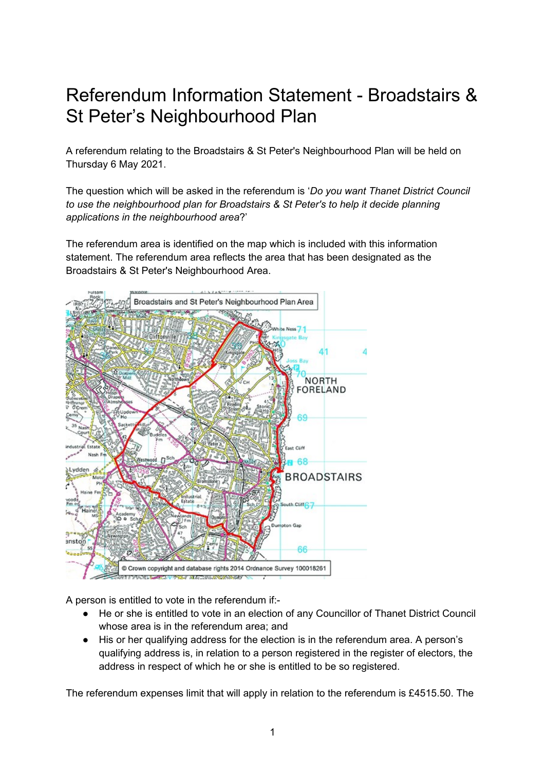# Referendum Information Statement - Broadstairs & St Peter's Neighbourhood Plan

A referendum relating to the Broadstairs & St Peter's Neighbourhood Plan will be held on Thursday 6 May 2021.

The question which will be asked in the referendum is '*Do you want Thanet District Council to use the neighbourhood plan for Broadstairs & St Peter's to help it decide planning applications in the neighbourhood area*?'

The referendum area is identified on the map which is included with this information statement. The referendum area reflects the area that has been designated as the Broadstairs & St Peter's Neighbourhood Area.

Broadstairs and St Peter's Neighbourhood Plan Area

© Crown copyright and database rights 2014 Ordnance Survey 100018261

A person is entitled to vote in the referendum if:-

- He or she is entitled to vote in an election of any Councillor of Thanet District Council whose area is in the referendum area; and
- His or her qualifying address for the election is in the referendum area. A person's qualifying address is, in relation to a person registered in the register of electors, the address in respect of which he or she is entitled to be so registered.

The referendum expenses limit that will apply in relation to the referendum is £4515.50. The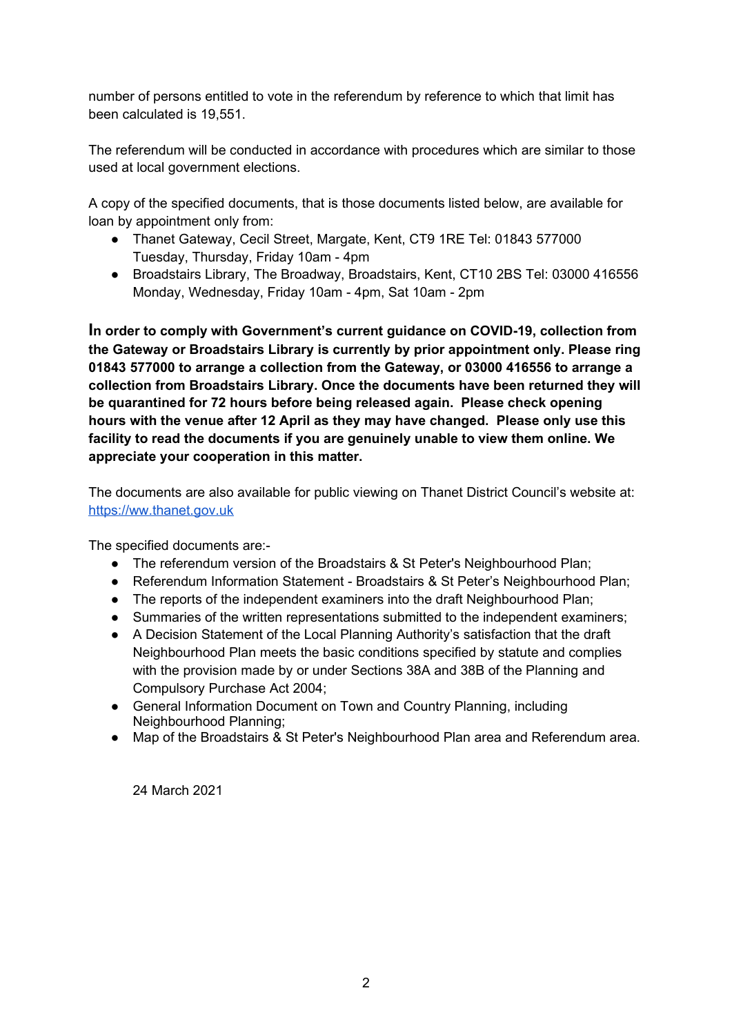number of persons entitled to vote in the referendum by reference to which that limit has been calculated is 19,551.

The referendum will be conducted in accordance with procedures which are similar to those used at local government elections.

A copy of the specified documents, that is those documents listed below, are available for loan by appointment only from:

- Thanet Gateway, Cecil Street, Margate, Kent, CT9 1RE Tel: 01843 577000 Tuesday, Thursday, Friday 10am - 4pm
- Broadstairs Library, The Broadway, Broadstairs, Kent, CT10 2BS Tel: 03000 416556 Monday, Wednesday, Friday 10am - 4pm, Sat 10am - 2pm

**In order to comply with Government's current guidance on COVID-19, collection from the Gateway or Broadstairs Library is currently by prior appointment only. Please ring 01843 577000 to arrange a collection from the Gateway, or 03000 416556 to arrange a collection from Broadstairs Library. Once the documents have been returned they will be quarantined for 72 hours before being released again. Please check opening hours with the venue after 12 April as they may have changed. Please only use this facility to read the documents if you are genuinely unable to view them online. We appreciate your cooperation in this matter.**

The documents are also available for public viewing on Thanet District Council's website at: [https://ww.thanet.gov.uk](https://ww.thanet.gov.uk)

The specified documents are:-

- The referendum version of the Broadstairs & St Peter's Neighbourhood Plan;
- Referendum Information Statement - Broadstairs & St Peter's Neighbourhood Plan;
- The reports of the independent examiners into the draft Neighbourhood Plan;
- Summaries of the written representations submitted to the independent examiners;
- A Decision Statement of the Local Planning Authority's satisfaction that the draft Neighbourhood Plan meets the basic conditions specified by statute and complies with the provision made by or under Sections 38A and 38B of the Planning and Compulsory Purchase Act 2004;
- General Information Document on Town and Country Planning, including Neighbourhood Planning;
- Map of the Broadstairs & St Peter's Neighbourhood Plan area and Referendum area.

24 March 2021